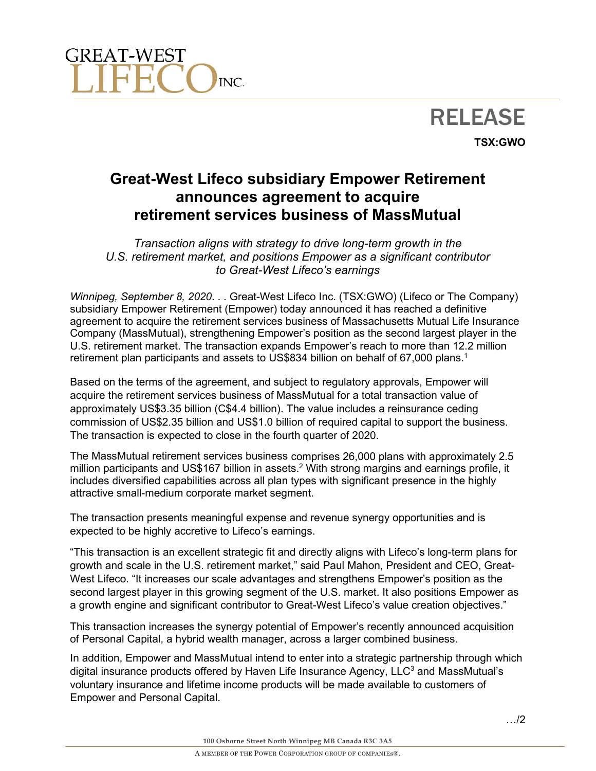GREAT-WEST LIFECO INC.

# RELEASE

**TSX:GWO**

## Great-West Lifeco subsidiary Empower Retirement announces agreement to acquire retirement services business of MassMutual

*Transaction aligns with strategy to drive long-term growth in the U.S. retirement market, and positions Empower as a significant contributor to Great-West Lifeco's earnings*

*Winnipeg, September 8, 2020*. . . Great-West Lifeco Inc. (TSX:GWO) (Lifeco or The Company) subsidiary Empower Retirement (Empower) today announced it has reached a definitive agreement to acquire the retirement services business of Massachusetts Mutual Life Insurance Company (MassMutual), strengthening Empower's position as the second largest player in the U.S. retirement market. The transaction expands Empower's reach to more than 12.2 million retirement plan participants and assets to US$834 billion on behalf of 67,000 plans.[1]

Based on the terms of the agreement, and subject to regulatory approvals, Empower will acquire the retirement services business of MassMutual for a total transaction value of approximately US$3.35 billion (C$4.4 billion). The value includes a reinsurance ceding commission of US$2.35 billion and US$1.0 billion of required capital to support the business. The transaction is expected to close in the fourth quarter of 2020.

The MassMutual retirement services business comprises 26,000 plans with approximately 2.5 million participants and US$167 billion in assets.[2] With strong margins and earnings profile, it includes diversified capabilities across all plan types with significant presence in the highly attractive small-medium corporate market segment.

The transaction presents meaningful expense and revenue synergy opportunities and is expected to be highly accretive to Lifeco's earnings.

"This transaction is an excellent strategic fit and directly aligns with Lifeco's long-term plans for growth and scale in the U.S. retirement market," said Paul Mahon, President and CEO, Great-West Lifeco. "It increases our scale advantages and strengthens Empower's position as the second largest player in this growing segment of the U.S. market. It also positions Empower as a growth engine and significant contributor to Great-West Lifeco's value creation objectives."

This transaction increases the synergy potential of Empower's recently announced acquisition of Personal Capital, a hybrid wealth manager, across a larger combined business.

In addition, Empower and MassMutual intend to enter into a strategic partnership through which digital insurance products offered by Haven Life Insurance Agency, LLC[3] and MassMutual's voluntary insurance and lifetime income products will be made available to customers of Empower and Personal Capital.

…/2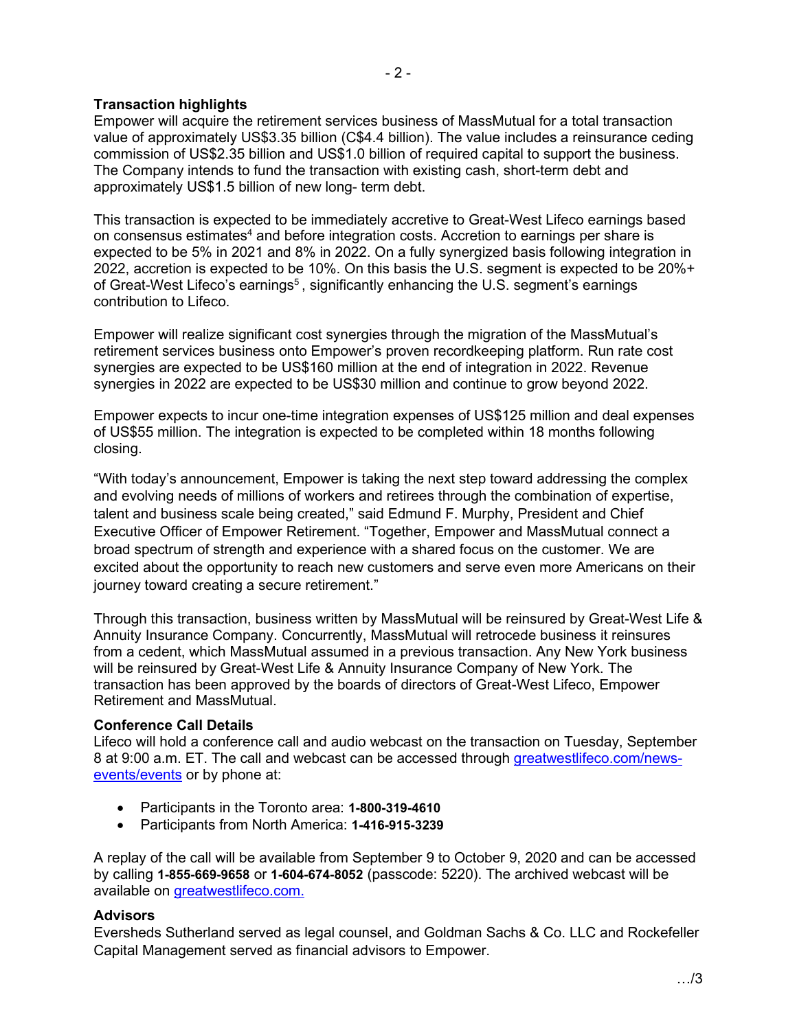**Transaction highlights**

Empower will acquire the retirement services business of MassMutual for a total transaction value of approximately US$3.35 billion (C$4.4 billion). The value includes a reinsurance ceding commission of US$2.35 billion and US$1.0 billion of required capital to support the business. The Company intends to fund the transaction with existing cash, short-term debt and approximately US$1.5 billion of new long- term debt.

This transaction is expected to be immediately accretive to Great-West Lifeco earnings based on consensus estimates[4] and before integration costs. Accretion to earnings per share is expected to be 5% in 2021 and 8% in 2022. On a fully synergized basis following integration in 2022, accretion is expected to be 10%. On this basis the U.S. segment is expected to be 20%+ of Great-West Lifeco's earnings[5] , significantly enhancing the U.S. segment's earnings contribution to Lifeco.

Empower will realize significant cost synergies through the migration of the MassMutual's retirement services business onto Empower's proven recordkeeping platform. Run rate cost synergies are expected to be US$160 million at the end of integration in 2022. Revenue synergies in 2022 are expected to be US$30 million and continue to grow beyond 2022.

Empower expects to incur one-time integration expenses of US$125 million and deal expenses of US$55 million. The integration is expected to be completed within 18 months following closing.

"With today's announcement, Empower is taking the next step toward addressing the complex and evolving needs of millions of workers and retirees through the combination of expertise, talent and business scale being created," said Edmund F. Murphy, President and Chief Executive Officer of Empower Retirement. "Together, Empower and MassMutual connect a broad spectrum of strength and experience with a shared focus on the customer. We are excited about the opportunity to reach new customers and serve even more Americans on their journey toward creating a secure retirement."

Through this transaction, business written by MassMutual will be reinsured by Great-West Life & Annuity Insurance Company. Concurrently, MassMutual will retrocede business it reinsures from a cedent, which MassMutual assumed in a previous transaction. Any New York business will be reinsured by Great-West Life & Annuity Insurance Company of New York. The transaction has been approved by the boards of directors of Great-West Lifeco, Empower Retirement and MassMutual.

**Conference Call Details**

Lifeco will hold a conference call and audio webcast on the transaction on Tuesday, September 8 at 9:00 a.m. ET. The call and webcast can be accessed through greatwestlifeco.com/news-events/events or by phone at:

- Participants in the Toronto area: **1-800-319-4610**
- Participants from North America: **1-416-915-3239**

A replay of the call will be available from September 9 to October 9, 2020 and can be accessed by calling **1-855-669-9658** or **1-604-674-8052** (passcode: 5220). The archived webcast will be available on greatwestlifeco.com.

**Advisors**

Eversheds Sutherland served as legal counsel, and Goldman Sachs & Co. LLC and Rockefeller Capital Management served as financial advisors to Empower.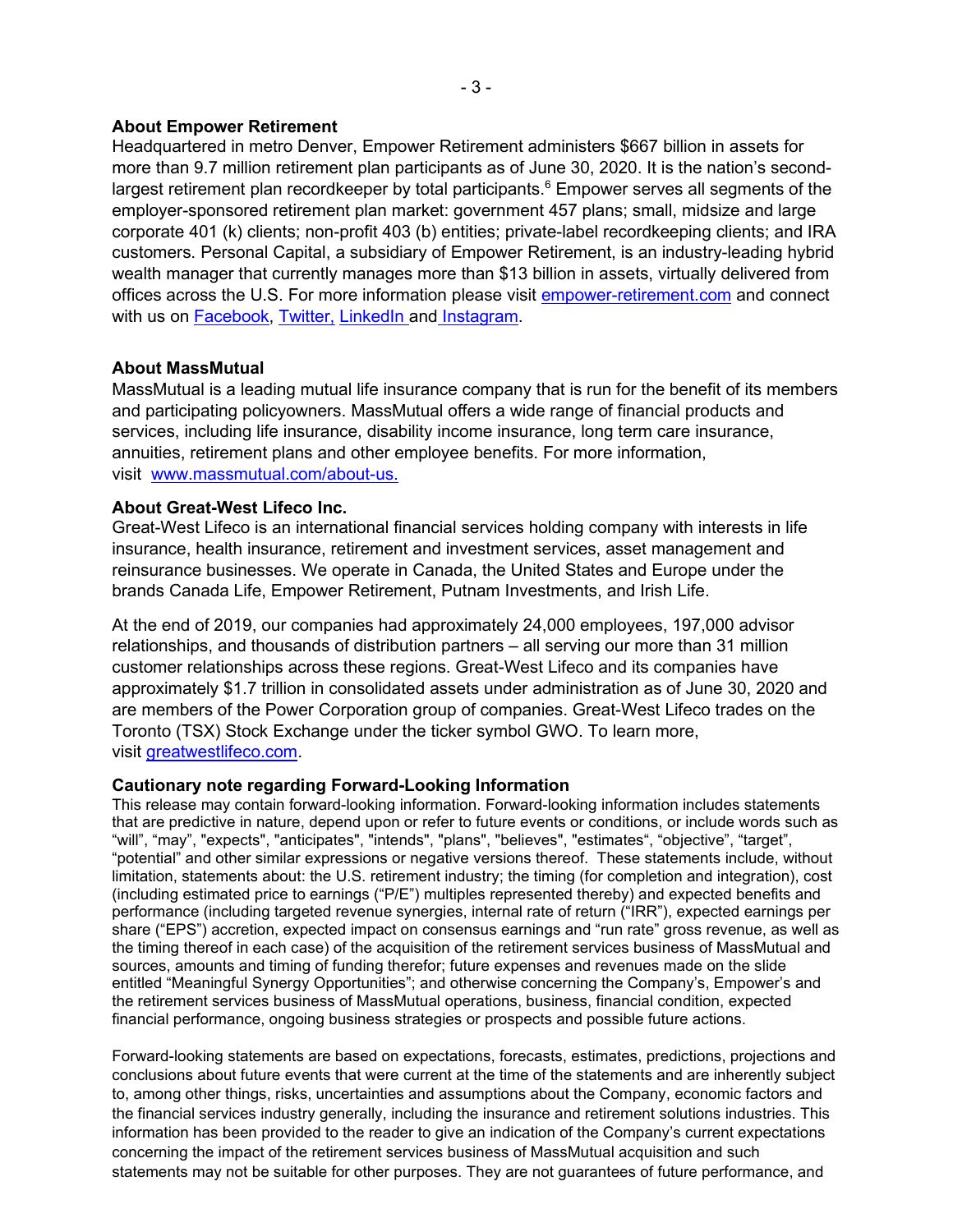## About Empower Retirement

Headquartered in metro Denver, Empower Retirement administers $667 billion in assets for more than 9.7 million retirement plan participants as of June 30, 2020. It is the nation's second-largest retirement plan recordkeeper by total participants.[6] Empower serves all segments of the employer-sponsored retirement plan market: government 457 plans; small, midsize and large corporate 401 (k) clients; non-profit 403 (b) entities; private-label recordkeeping clients; and IRA customers. Personal Capital, a subsidiary of Empower Retirement, is an industry-leading hybrid wealth manager that currently manages more than $13 billion in assets, virtually delivered from offices across the U.S. For more information please visit empower-retirement.com and connect with us on Facebook, Twitter, LinkedIn and Instagram.

## About MassMutual

MassMutual is a leading mutual life insurance company that is run for the benefit of its members and participating policyowners. MassMutual offers a wide range of financial products and services, including life insurance, disability income insurance, long term care insurance, annuities, retirement plans and other employee benefits. For more information, visit www.massmutual.com/about-us.

## About Great-West Lifeco Inc.

Great-West Lifeco is an international financial services holding company with interests in life insurance, health insurance, retirement and investment services, asset management and reinsurance businesses. We operate in Canada, the United States and Europe under the brands Canada Life, Empower Retirement, Putnam Investments, and Irish Life.

At the end of 2019, our companies had approximately 24,000 employees, 197,000 advisor relationships, and thousands of distribution partners – all serving our more than 31 million customer relationships across these regions. Great-West Lifeco and its companies have approximately $1.7 trillion in consolidated assets under administration as of June 30, 2020 and are members of the Power Corporation group of companies. Great-West Lifeco trades on the Toronto (TSX) Stock Exchange under the ticker symbol GWO. To learn more, visit greatwestlifeco.com.

## Cautionary note regarding Forward-Looking Information

This release may contain forward-looking information. Forward-looking information includes statements that are predictive in nature, depend upon or refer to future events or conditions, or include words such as "will", "may", "expects", "anticipates", "intends", "plans", "believes", "estimates", "objective", "target", "potential" and other similar expressions or negative versions thereof. These statements include, without limitation, statements about: the U.S. retirement industry; the timing (for completion and integration), cost (including estimated price to earnings ("P/E") multiples represented thereby) and expected benefits and performance (including targeted revenue synergies, internal rate of return ("IRR"), expected earnings per share ("EPS") accretion, expected impact on consensus earnings and "run rate" gross revenue, as well as the timing thereof in each case) of the acquisition of the retirement services business of MassMutual and sources, amounts and timing of funding therefor; future expenses and revenues made on the slide entitled "Meaningful Synergy Opportunities"; and otherwise concerning the Company's, Empower's and the retirement services business of MassMutual operations, business, financial condition, expected financial performance, ongoing business strategies or prospects and possible future actions.

Forward-looking statements are based on expectations, forecasts, estimates, predictions, projections and conclusions about future events that were current at the time of the statements and are inherently subject to, among other things, risks, uncertainties and assumptions about the Company, economic factors and the financial services industry generally, including the insurance and retirement solutions industries. This information has been provided to the reader to give an indication of the Company's current expectations concerning the impact of the retirement services business of MassMutual acquisition and such statements may not be suitable for other purposes. They are not guarantees of future performance, and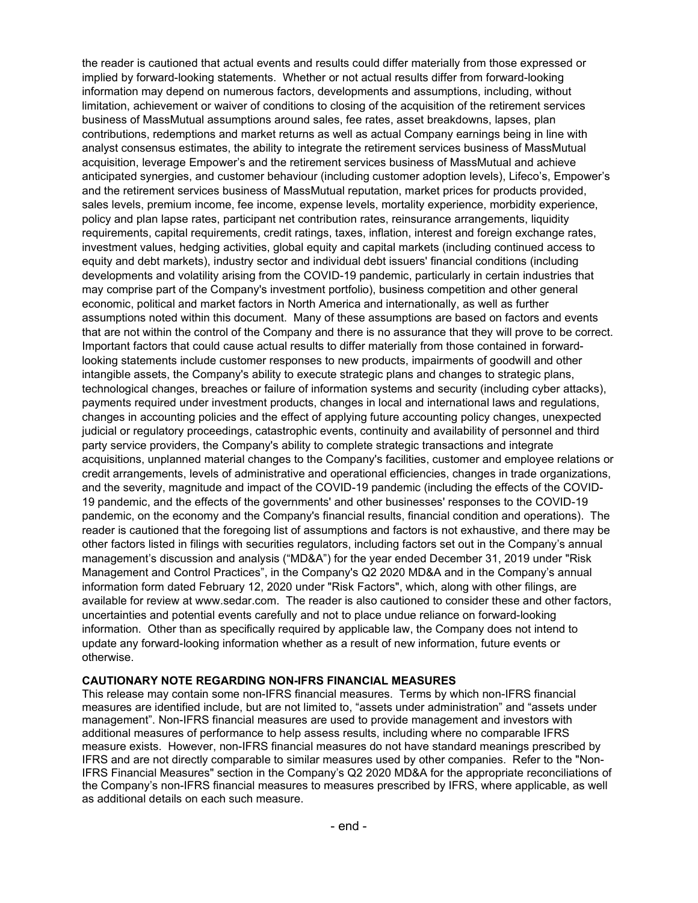the reader is cautioned that actual events and results could differ materially from those expressed or implied by forward-looking statements. Whether or not actual results differ from forward-looking information may depend on numerous factors, developments and assumptions, including, without limitation, achievement or waiver of conditions to closing of the acquisition of the retirement services business of MassMutual assumptions around sales, fee rates, asset breakdowns, lapses, plan contributions, redemptions and market returns as well as actual Company earnings being in line with analyst consensus estimates, the ability to integrate the retirement services business of MassMutual acquisition, leverage Empower's and the retirement services business of MassMutual and achieve anticipated synergies, and customer behaviour (including customer adoption levels), Lifeco's, Empower's and the retirement services business of MassMutual reputation, market prices for products provided, sales levels, premium income, fee income, expense levels, mortality experience, morbidity experience, policy and plan lapse rates, participant net contribution rates, reinsurance arrangements, liquidity requirements, capital requirements, credit ratings, taxes, inflation, interest and foreign exchange rates, investment values, hedging activities, global equity and capital markets (including continued access to equity and debt markets), industry sector and individual debt issuers' financial conditions (including developments and volatility arising from the COVID-19 pandemic, particularly in certain industries that may comprise part of the Company's investment portfolio), business competition and other general economic, political and market factors in North America and internationally, as well as further assumptions noted within this document. Many of these assumptions are based on factors and events that are not within the control of the Company and there is no assurance that they will prove to be correct. Important factors that could cause actual results to differ materially from those contained in forward-looking statements include customer responses to new products, impairments of goodwill and other intangible assets, the Company's ability to execute strategic plans and changes to strategic plans, technological changes, breaches or failure of information systems and security (including cyber attacks), payments required under investment products, changes in local and international laws and regulations, changes in accounting policies and the effect of applying future accounting policy changes, unexpected judicial or regulatory proceedings, catastrophic events, continuity and availability of personnel and third party service providers, the Company's ability to complete strategic transactions and integrate acquisitions, unplanned material changes to the Company's facilities, customer and employee relations or credit arrangements, levels of administrative and operational efficiencies, changes in trade organizations, and the severity, magnitude and impact of the COVID-19 pandemic (including the effects of the COVID-19 pandemic, and the effects of the governments' and other businesses' responses to the COVID-19 pandemic, on the economy and the Company's financial results, financial condition and operations). The reader is cautioned that the foregoing list of assumptions and factors is not exhaustive, and there may be other factors listed in filings with securities regulators, including factors set out in the Company's annual management's discussion and analysis ("MD&A") for the year ended December 31, 2019 under "Risk Management and Control Practices", in the Company's Q2 2020 MD&A and in the Company's annual information form dated February 12, 2020 under "Risk Factors", which, along with other filings, are available for review at www.sedar.com. The reader is also cautioned to consider these and other factors, uncertainties and potential events carefully and not to place undue reliance on forward-looking information. Other than as specifically required by applicable law, the Company does not intend to update any forward-looking information whether as a result of new information, future events or otherwise.

**CAUTIONARY NOTE REGARDING NON-IFRS FINANCIAL MEASURES**

This release may contain some non-IFRS financial measures. Terms by which non-IFRS financial measures are identified include, but are not limited to, "assets under administration" and "assets under management". Non-IFRS financial measures are used to provide management and investors with additional measures of performance to help assess results, including where no comparable IFRS measure exists. However, non-IFRS financial measures do not have standard meanings prescribed by IFRS and are not directly comparable to similar measures used by other companies. Refer to the "Non-IFRS Financial Measures" section in the Company's Q2 2020 MD&A for the appropriate reconciliations of the Company's non-IFRS financial measures to measures prescribed by IFRS, where applicable, as well as additional details on each such measure.

- end -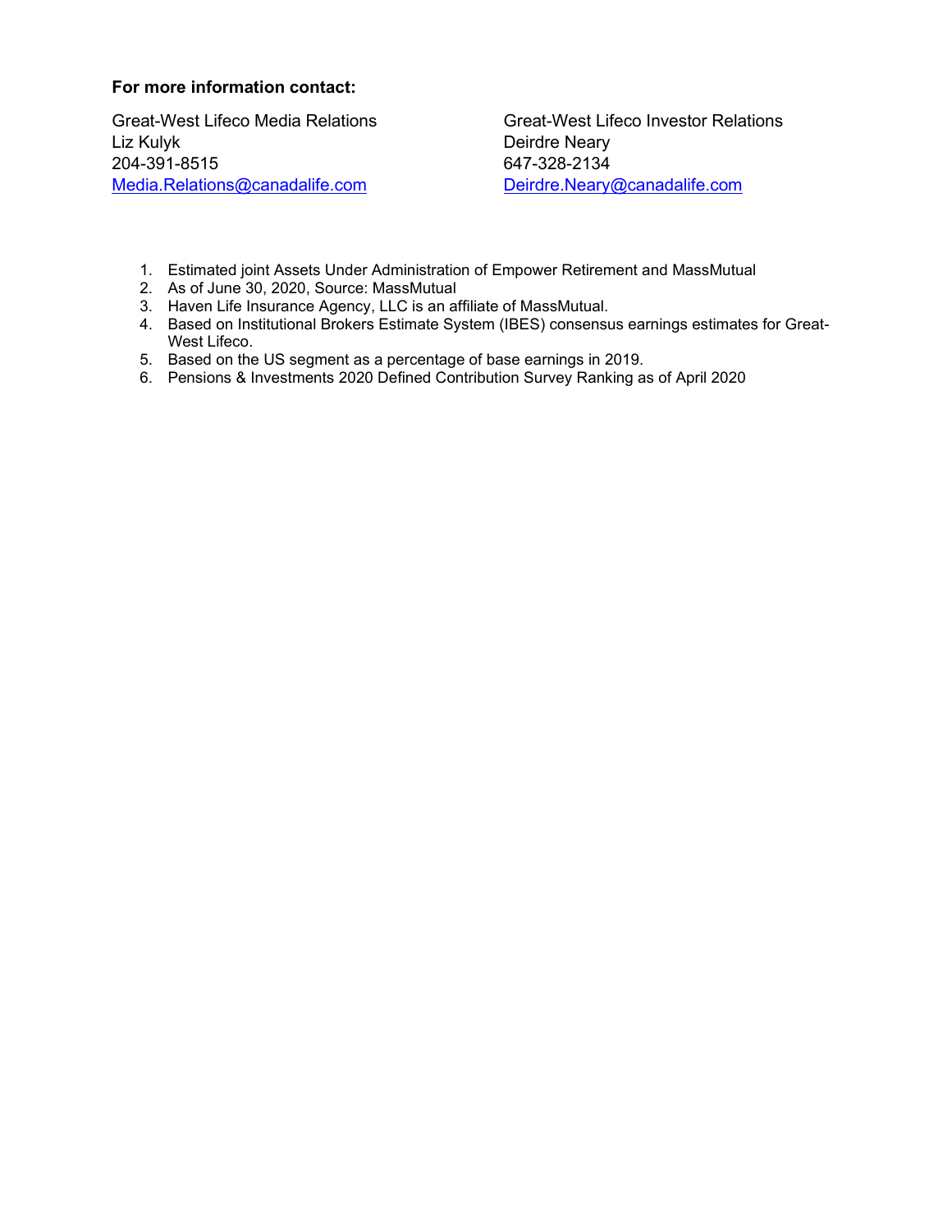**For more information contact:**

Great-West Lifeco Media Relations
Liz Kulyk
204-391-8515
Media.Relations@canadalife.com

Great-West Lifeco Investor Relations
Deirdre Neary
647-328-2134
Deirdre.Neary@canadalife.com

1. Estimated joint Assets Under Administration of Empower Retirement and MassMutual
2. As of June 30, 2020, Source: MassMutual
3. Haven Life Insurance Agency, LLC is an affiliate of MassMutual.
4. Based on Institutional Brokers Estimate System (IBES) consensus earnings estimates for Great-West Lifeco.
5. Based on the US segment as a percentage of base earnings in 2019.
6. Pensions & Investments 2020 Defined Contribution Survey Ranking as of April 2020